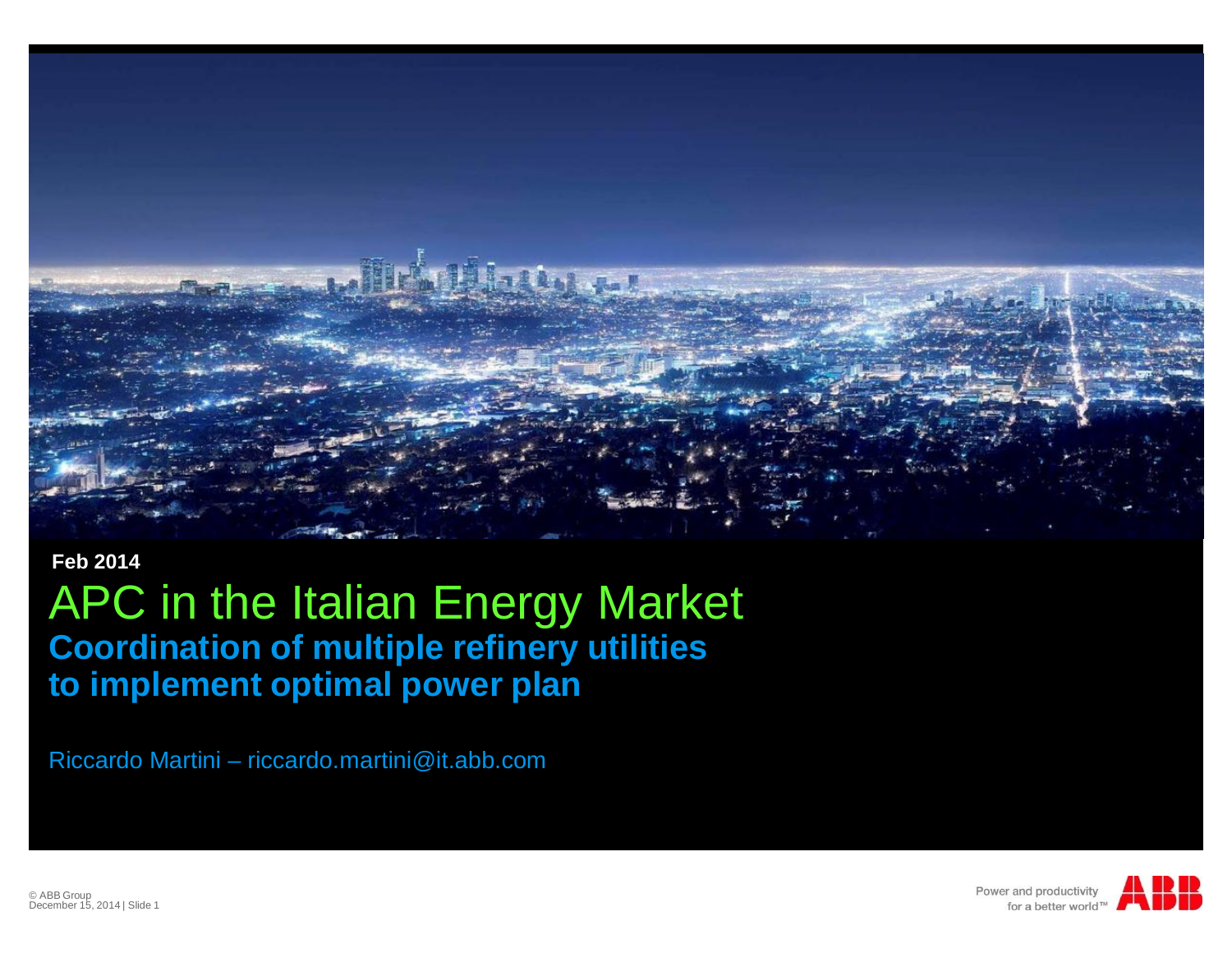Feb 2014

# APC in the Italian Energy Market

## Coordination of multiple refinery utilities to implement optimal power plan

Riccardo Martini – riccardo.martini@it.abb.com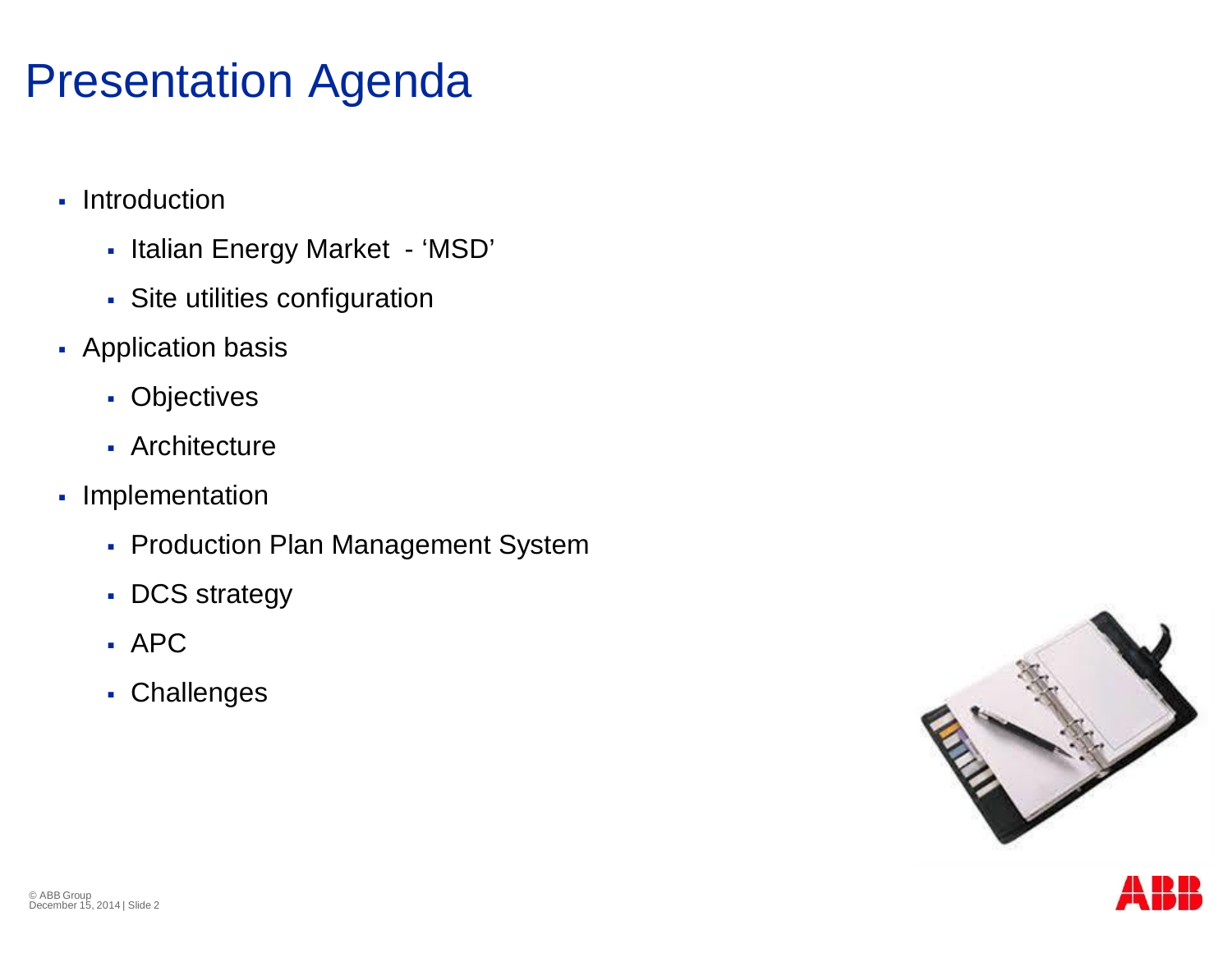# Presentation Agenda

- Introduction
  - Italian Energy Market - 'MSD'
  - Site utilities configuration
- Application basis
  - Objectives
  - Architecture
- Implementation
  - Production Plan Management System
  - DCS strategy
  - APC
  - Challenges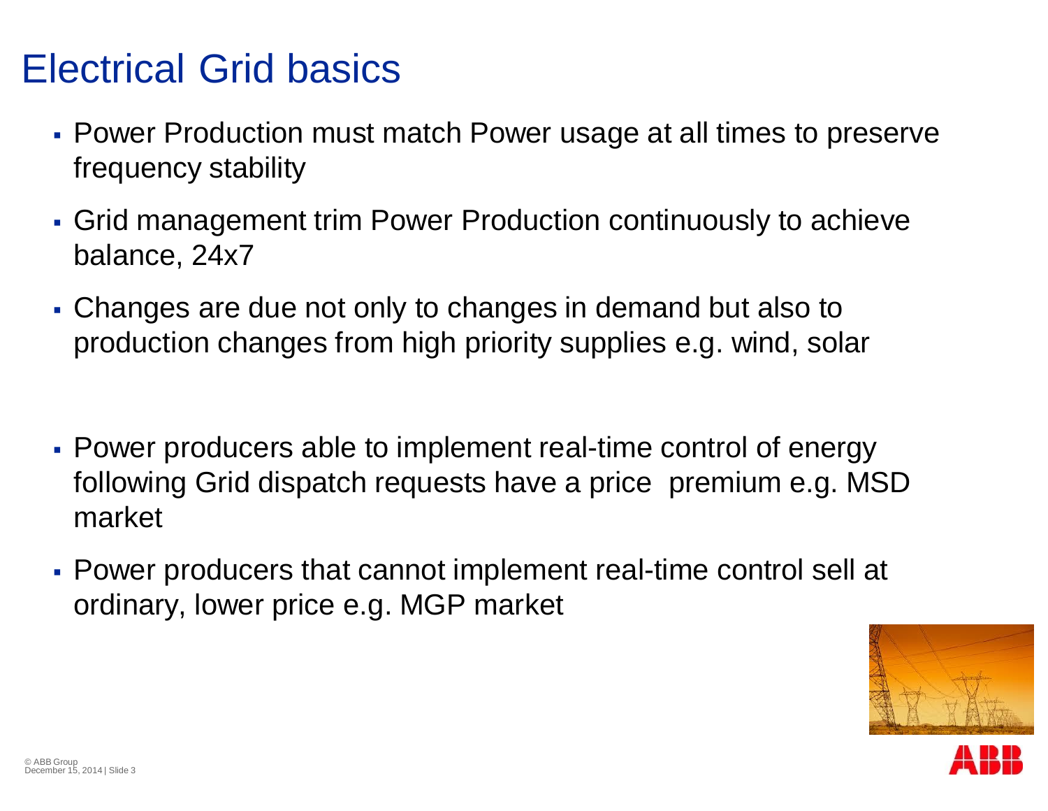# Electrical Grid basics

- Power Production must match Power usage at all times to preserve frequency stability
- Grid management trim Power Production continuously to achieve balance, 24x7
- Changes are due not only to changes in demand but also to production changes from high priority supplies e.g. wind, solar

- Power producers able to implement real-time control of energy following Grid dispatch requests have a price premium e.g. MSD market
- Power producers that cannot implement real-time control sell at ordinary, lower price e.g. MGP market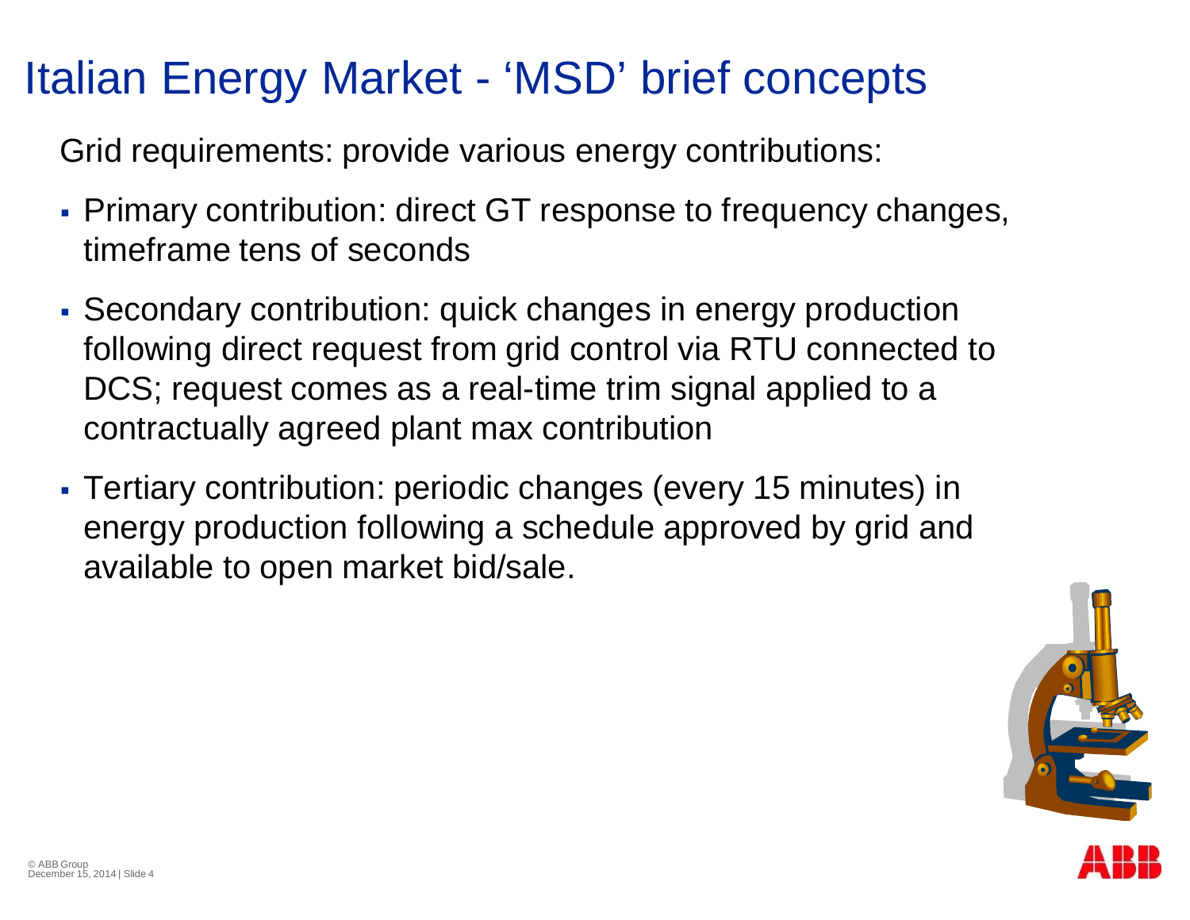# Italian Energy Market - 'MSD' brief concepts

Grid requirements: provide various energy contributions:

- Primary contribution: direct GT response to frequency changes, timeframe tens of seconds
- Secondary contribution: quick changes in energy production following direct request from grid control via RTU connected to DCS; request comes as a real-time trim signal applied to a contractually agreed plant max contribution
- Tertiary contribution: periodic changes (every 15 minutes) in energy production following a schedule approved by grid and available to open market bid/sale.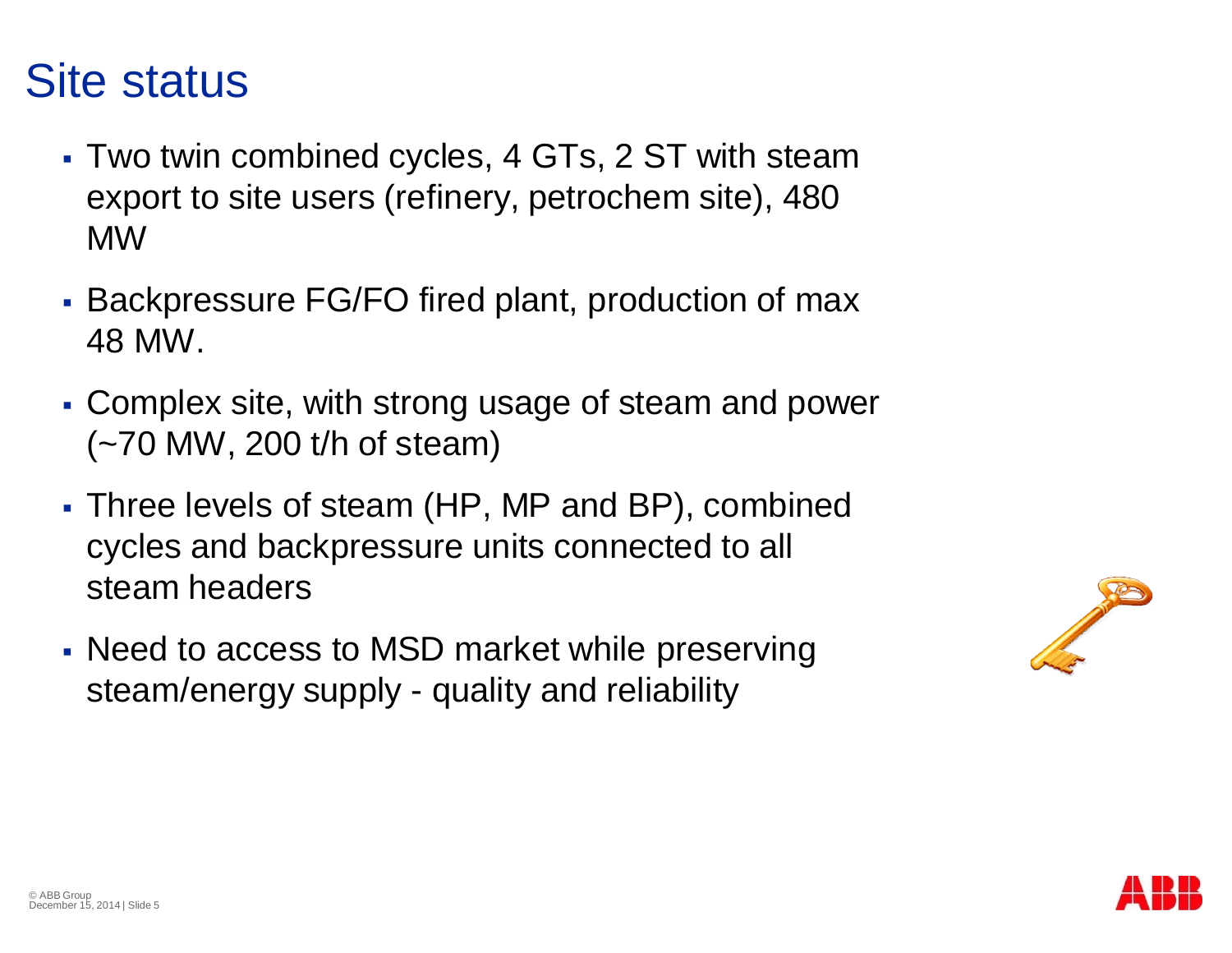# Site status

- Two twin combined cycles, 4 GTs, 2 ST with steam export to site users (refinery, petrochem site), 480 MW
- Backpressure FG/FO fired plant, production of max 48 MW.
- Complex site, with strong usage of steam and power (~70 MW, 200 t/h of steam)
- Three levels of steam (HP, MP and BP), combined cycles and backpressure units connected to all steam headers
- Need to access to MSD market while preserving steam/energy supply - quality and reliability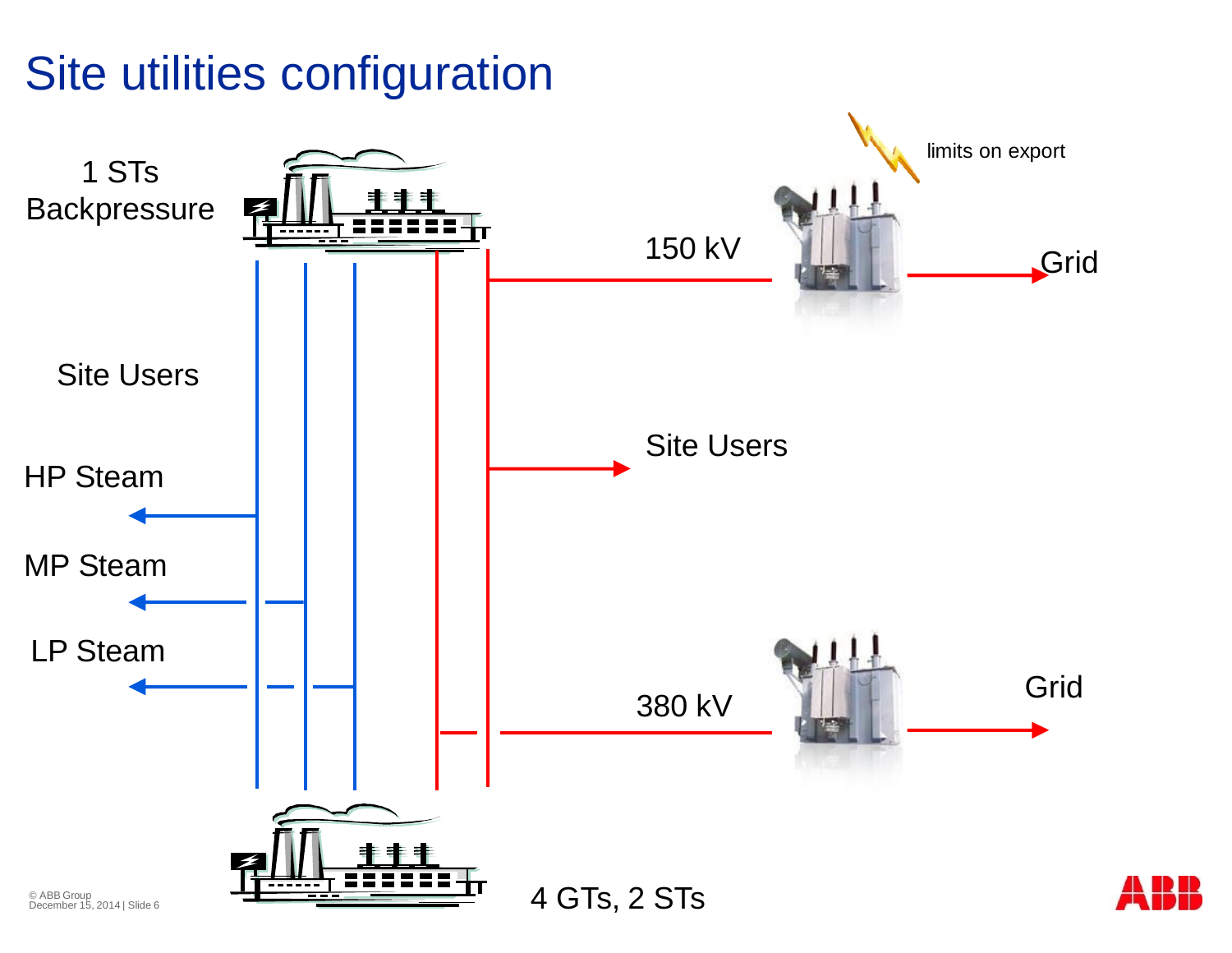# Site utilities configuration

1 STs Backpressure

limits on export

150 kV

Grid

Site Users

Site Users

HP Steam

MP Steam

LP Steam

380 kV

Grid

4 GTs, 2 STs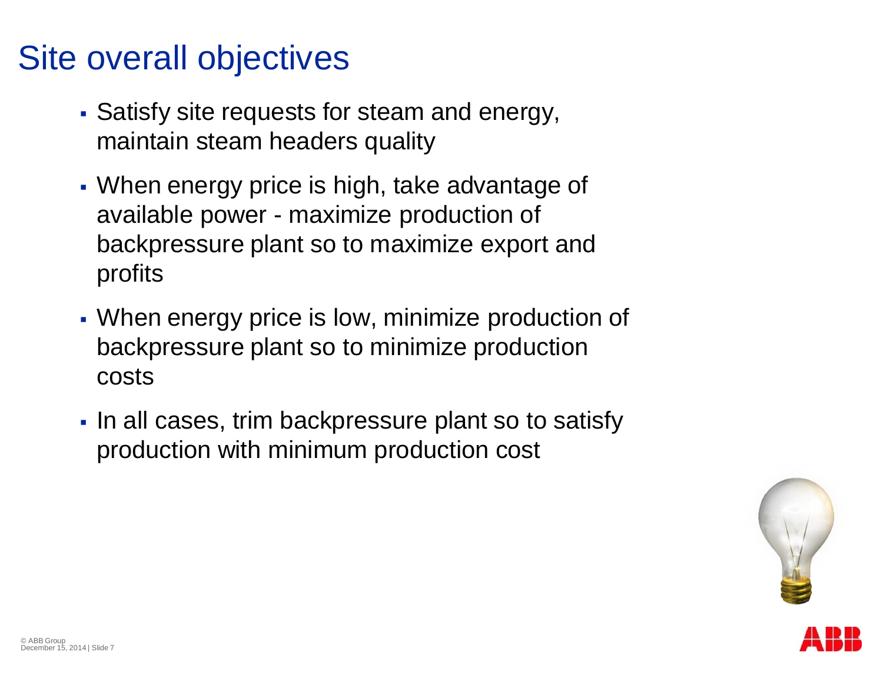# Site overall objectives

- Satisfy site requests for steam and energy, maintain steam headers quality
- When energy price is high, take advantage of available power - maximize production of backpressure plant so to maximize export and profits
- When energy price is low, minimize production of backpressure plant so to minimize production costs
- In all cases, trim backpressure plant so to satisfy production with minimum production cost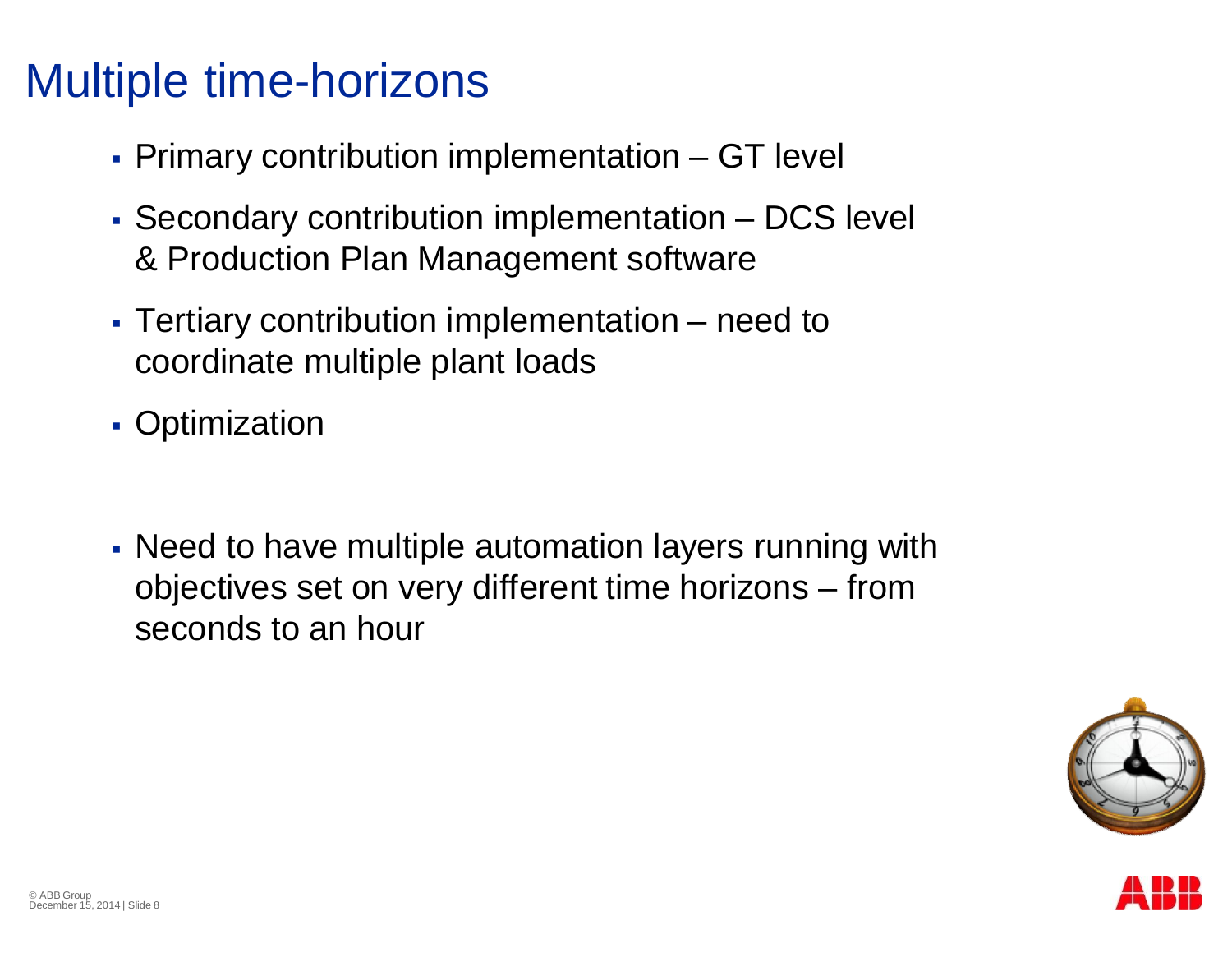# Multiple time-horizons

- Primary contribution implementation – GT level
- Secondary contribution implementation – DCS level & Production Plan Management software
- Tertiary contribution implementation – need to coordinate multiple plant loads
- Optimization

- Need to have multiple automation layers running with objectives set on very different time horizons – from seconds to an hour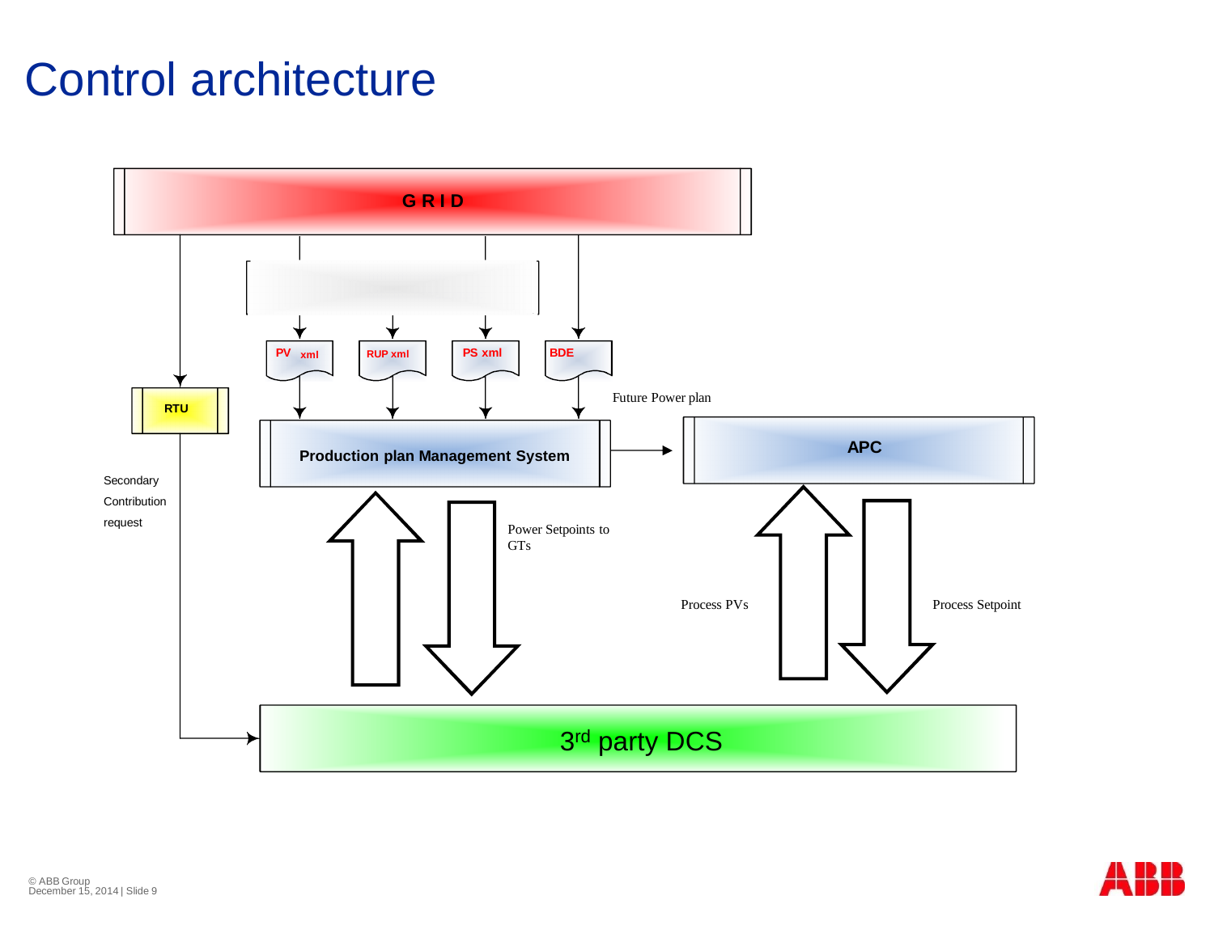# Control architecture

GRID

PV xml

RUP xml

PS xml

BDE

RTU

Future Power plan

Production plan Management System

APC

Secondary Contribution request

Power Setpoints to GTs

Process PVs

Process Setpoint

3rd party DCS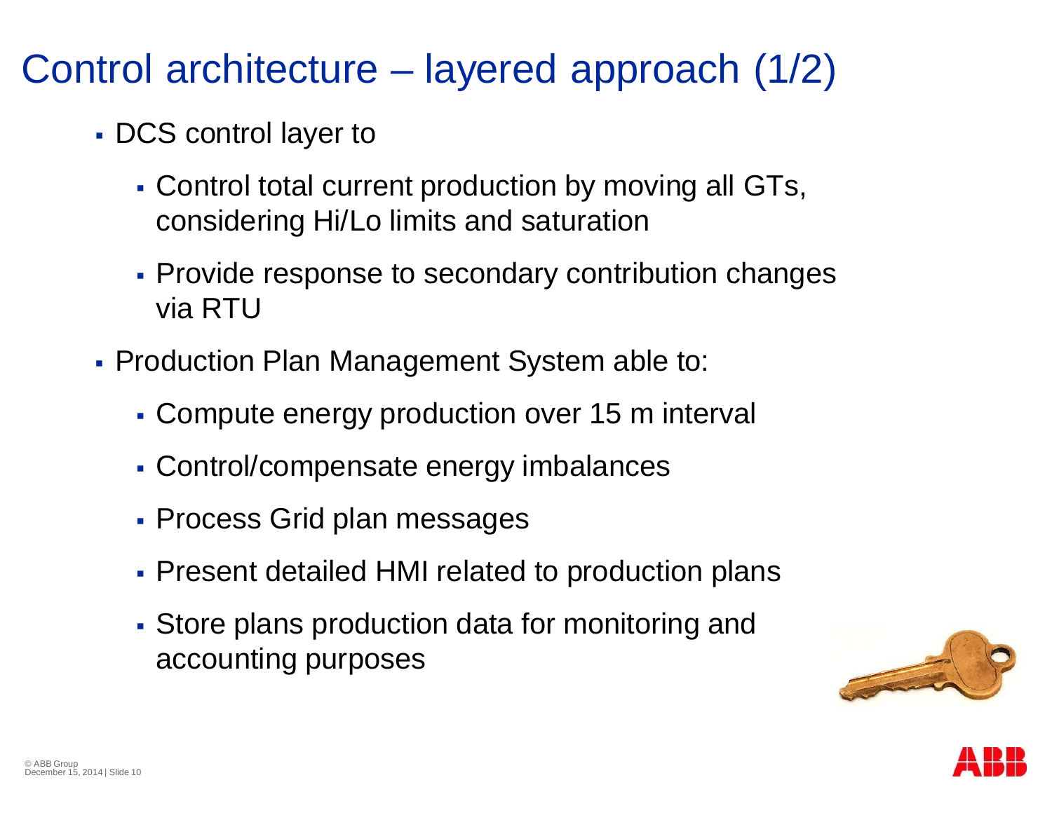# Control architecture – layered approach (1/2)

- DCS control layer to
  - Control total current production by moving all GTs, considering Hi/Lo limits and saturation
  - Provide response to secondary contribution changes via RTU
- Production Plan Management System able to:
  - Compute energy production over 15 m interval
  - Control/compensate energy imbalances
  - Process Grid plan messages
  - Present detailed HMI related to production plans
  - Store plans production data for monitoring and accounting purposes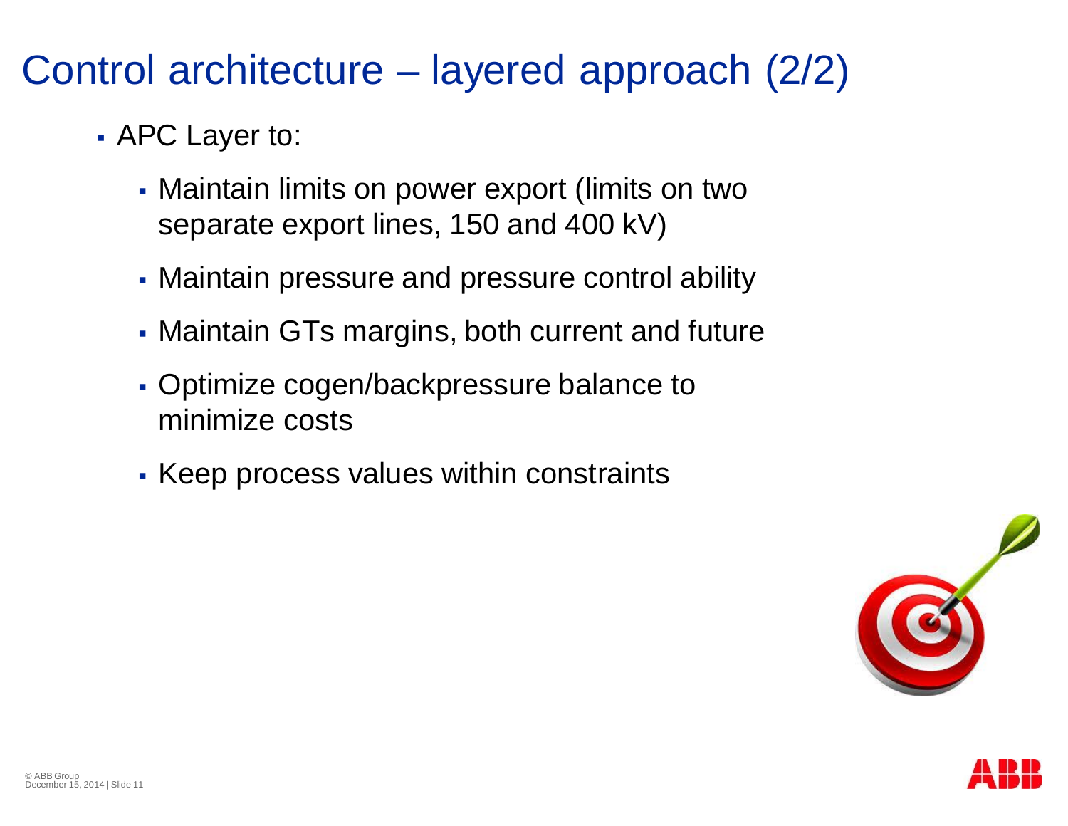# Control architecture – layered approach (2/2)

- APC Layer to:
  - Maintain limits on power export (limits on two separate export lines, 150 and 400 kV)
  - Maintain pressure and pressure control ability
  - Maintain GTs margins, both current and future
  - Optimize cogen/backpressure balance to minimize costs
  - Keep process values within constraints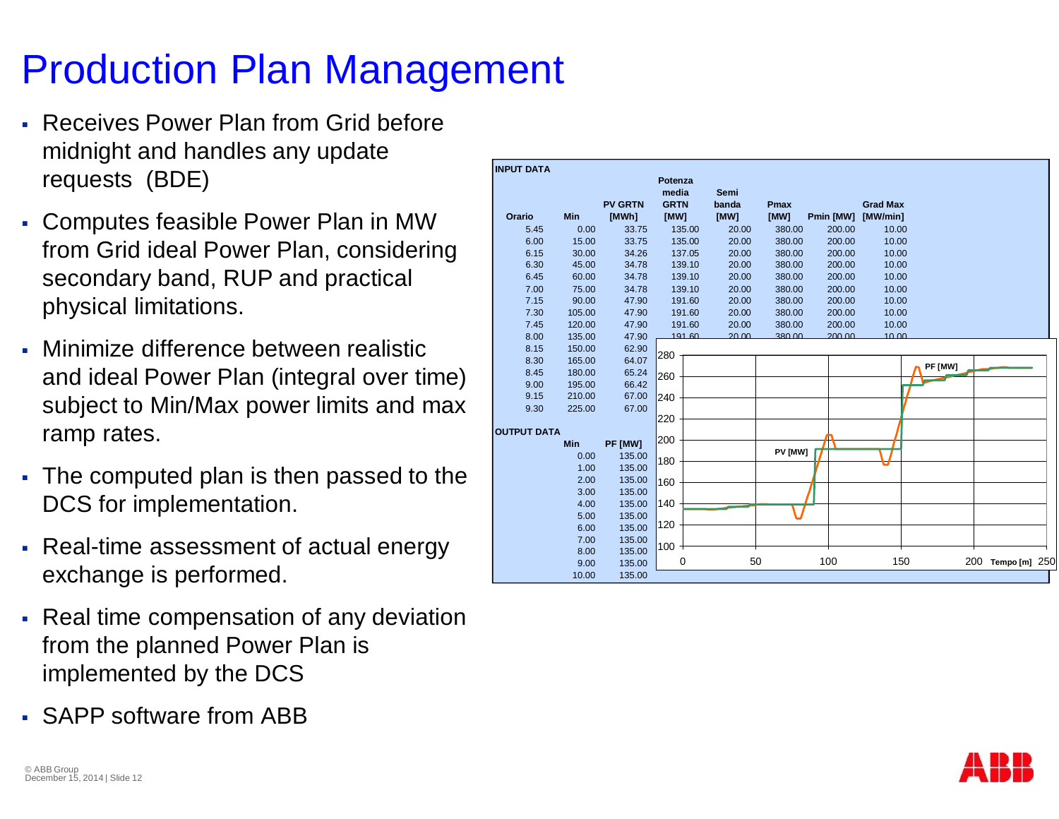# Production Plan Management

- Receives Power Plan from Grid before midnight and handles any update requests (BDE)
- Computes feasible Power Plan in MW from Grid ideal Power Plan, considering secondary band, RUP and practical physical limitations.
- Minimize difference between realistic and ideal Power Plan (integral over time) subject to Min/Max power limits and max ramp rates.
- The computed plan is then passed to the DCS for implementation.
- Real-time assessment of actual energy exchange is performed.
- Real time compensation of any deviation from the planned Power Plan is implemented by the DCS
- SAPP software from ABB

**INPUT DATA**

| Orario | Min | PV GRTN [MWh] | Potenza media GRTN [MW] | Semi banda [MW] | Pmax [MW] | Pmin [MW] | Grad Max [MW/min] |
|---|---|---|---|---|---|---|---|
| 5.45 | 0.00 | 33.75 | 135.00 | 20.00 | 380.00 | 200.00 | 10.00 |
| 6.00 | 15.00 | 33.75 | 135.00 | 20.00 | 380.00 | 200.00 | 10.00 |
| 6.15 | 30.00 | 34.26 | 137.05 | 20.00 | 380.00 | 200.00 | 10.00 |
| 6.30 | 45.00 | 34.78 | 139.10 | 20.00 | 380.00 | 200.00 | 10.00 |
| 6.45 | 60.00 | 34.78 | 139.10 | 20.00 | 380.00 | 200.00 | 10.00 |
| 7.00 | 75.00 | 34.78 | 139.10 | 20.00 | 380.00 | 200.00 | 10.00 |
| 7.15 | 90.00 | 47.90 | 191.60 | 20.00 | 380.00 | 200.00 | 10.00 |
| 7.30 | 105.00 | 47.90 | 191.60 | 20.00 | 380.00 | 200.00 | 10.00 |
| 7.45 | 120.00 | 47.90 | 191.60 | 20.00 | 380.00 | 200.00 | 10.00 |
| 8.00 | 135.00 | 47.90 | 191.60 | 20.00 | 380.00 | 200.00 | 10.00 |
| 8.15 | 150.00 | 62.90 | | | | | |
| 8.30 | 165.00 | 64.07 | | | | | |
| 8.45 | 180.00 | 65.24 | | | | | |
| 9.00 | 195.00 | 66.42 | | | | | |
| 9.15 | 210.00 | 67.00 | | | | | |
| 9.30 | 225.00 | 67.00 | | | | | |

**OUTPUT DATA**

| Min | PF [MW] |
|---|---|
| 0.00 | 135.00 |
| 1.00 | 135.00 |
| 2.00 | 135.00 |
| 3.00 | 135.00 |
| 4.00 | 135.00 |
| 5.00 | 135.00 |
| 6.00 | 135.00 |
| 7.00 | 135.00 |
| 8.00 | 135.00 |
| 9.00 | 135.00 |
| 10.00 | 135.00 |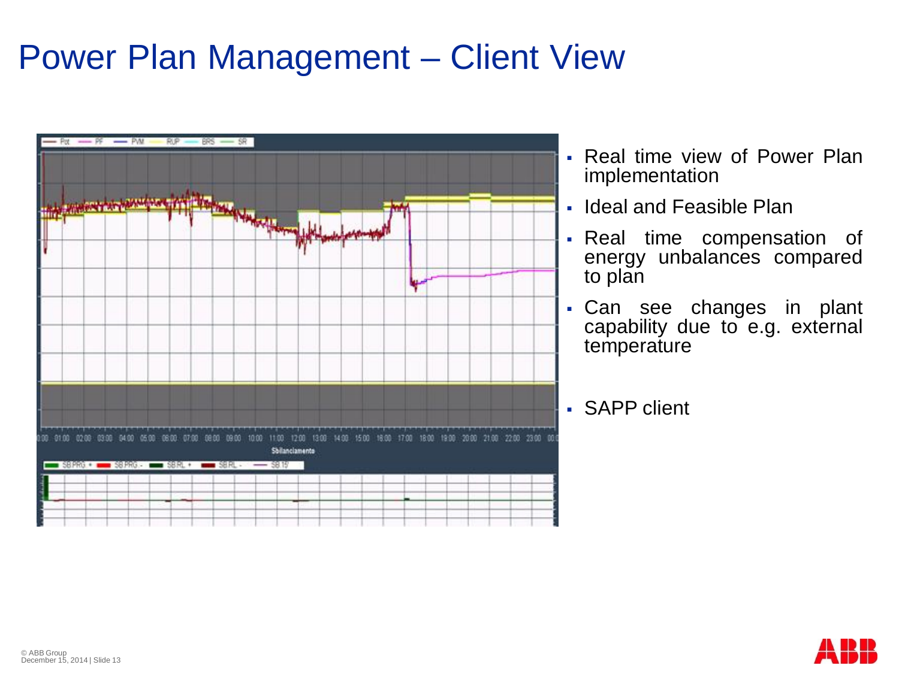# Power Plan Management – Client View

- Real time view of Power Plan implementation
- Ideal and Feasible Plan
- Real time compensation of energy unbalances compared to plan
- Can see changes in plant capability due to e.g. external temperature
- SAPP client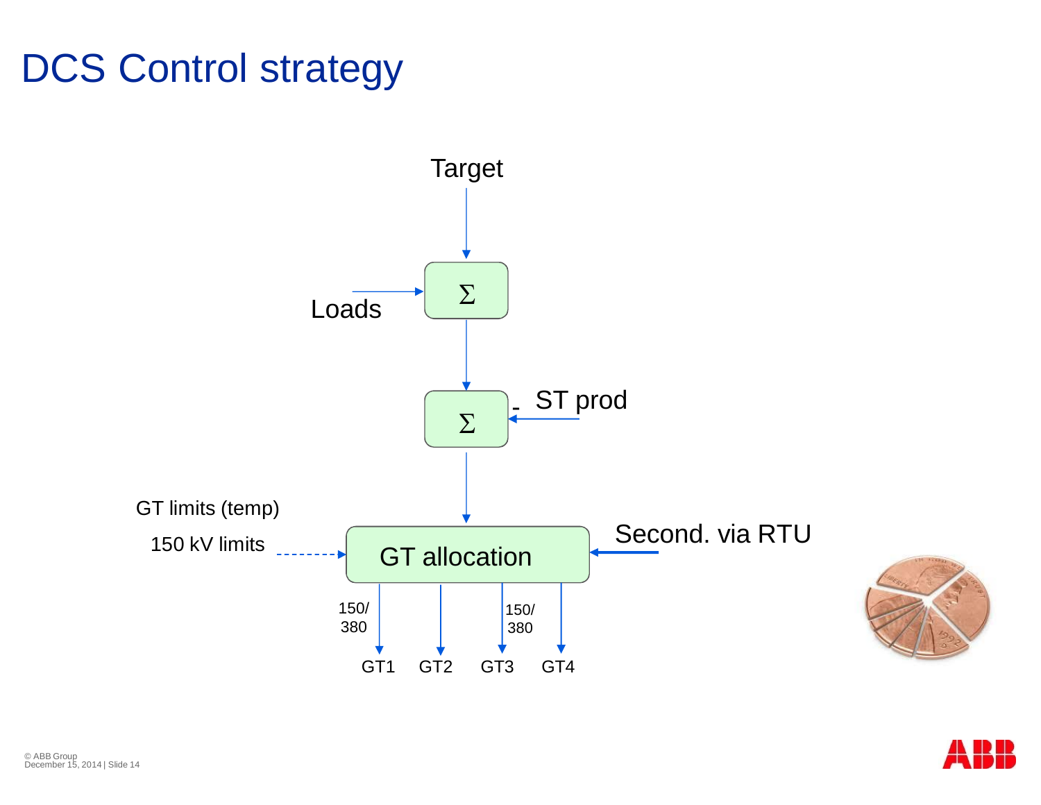# DCS Control strategy

Target

Loads

Σ

Σ

- ST prod

GT limits (temp)

150 kV limits

GT allocation

Second. via RTU

150/
380

150/
380

GT1 GT2 GT3 GT4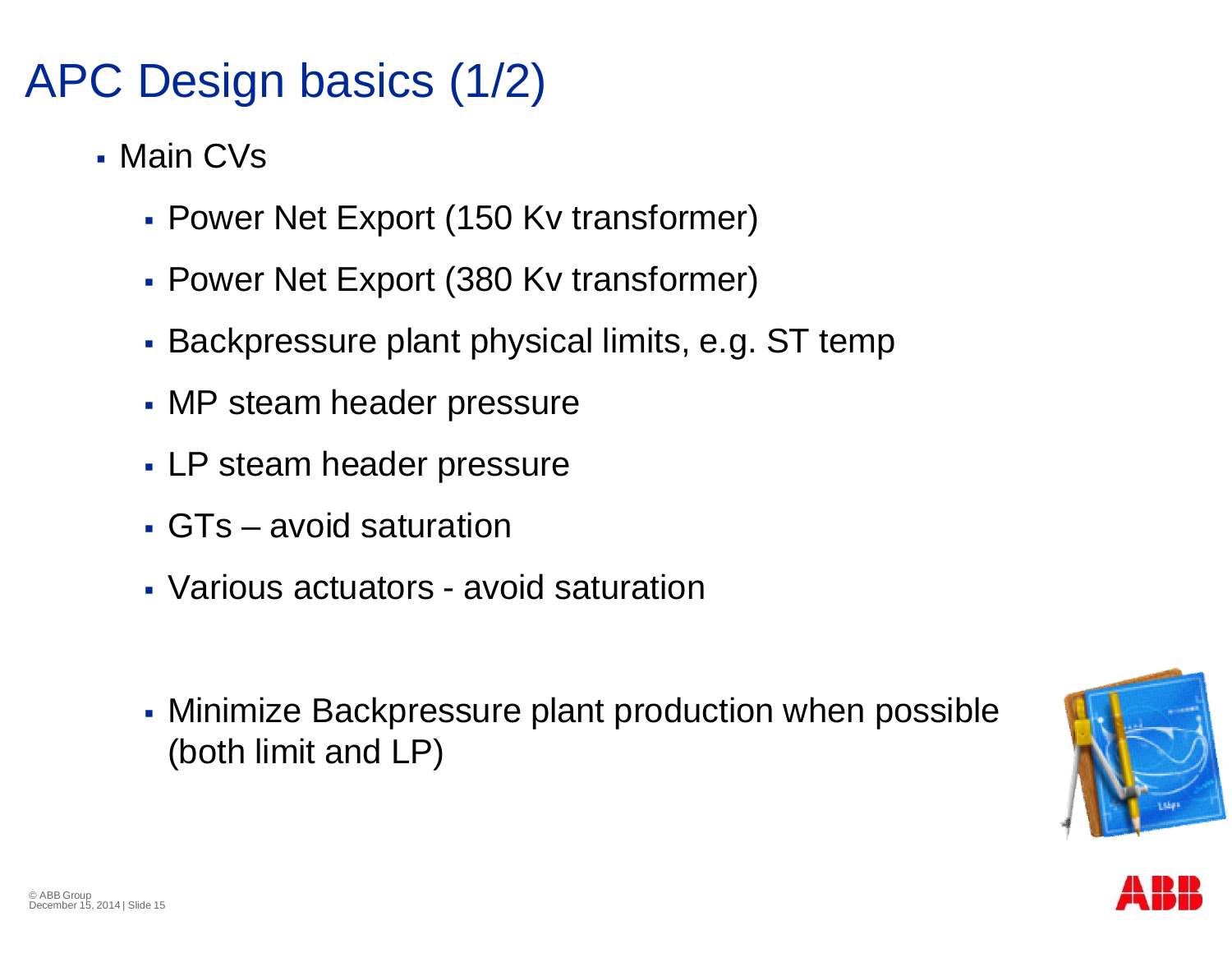# APC Design basics (1/2)

- Main CVs
  - Power Net Export (150 Kv transformer)
  - Power Net Export (380 Kv transformer)
  - Backpressure plant physical limits, e.g. ST temp
  - MP steam header pressure
  - LP steam header pressure
  - GTs – avoid saturation
  - Various actuators - avoid saturation

  - Minimize Backpressure plant production when possible (both limit and LP)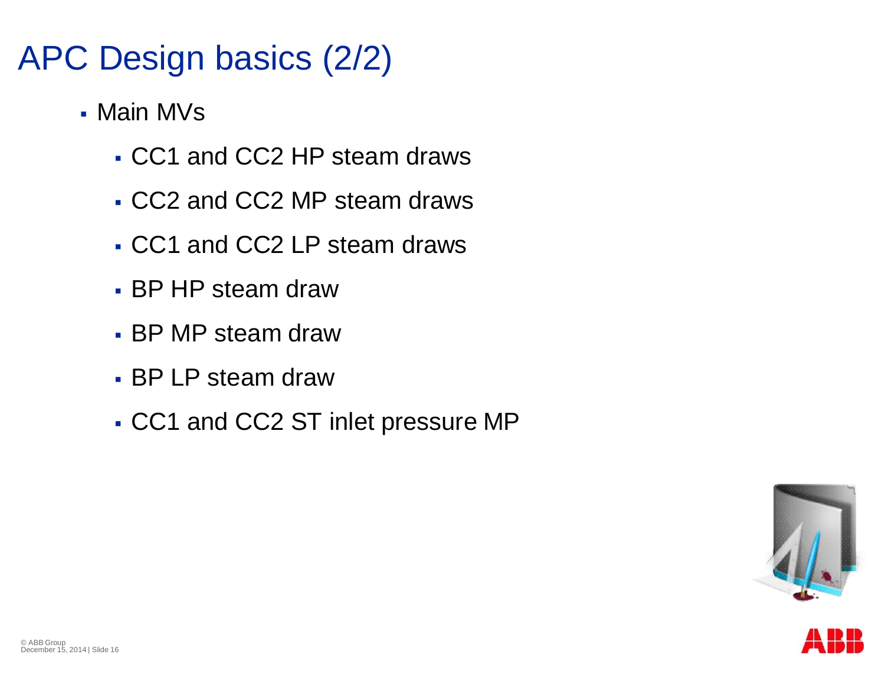# APC Design basics (2/2)

- Main MVs
  - CC1 and CC2 HP steam draws
  - CC2 and CC2 MP steam draws
  - CC1 and CC2 LP steam draws
  - BP HP steam draw
  - BP MP steam draw
  - BP LP steam draw
  - CC1 and CC2 ST inlet pressure MP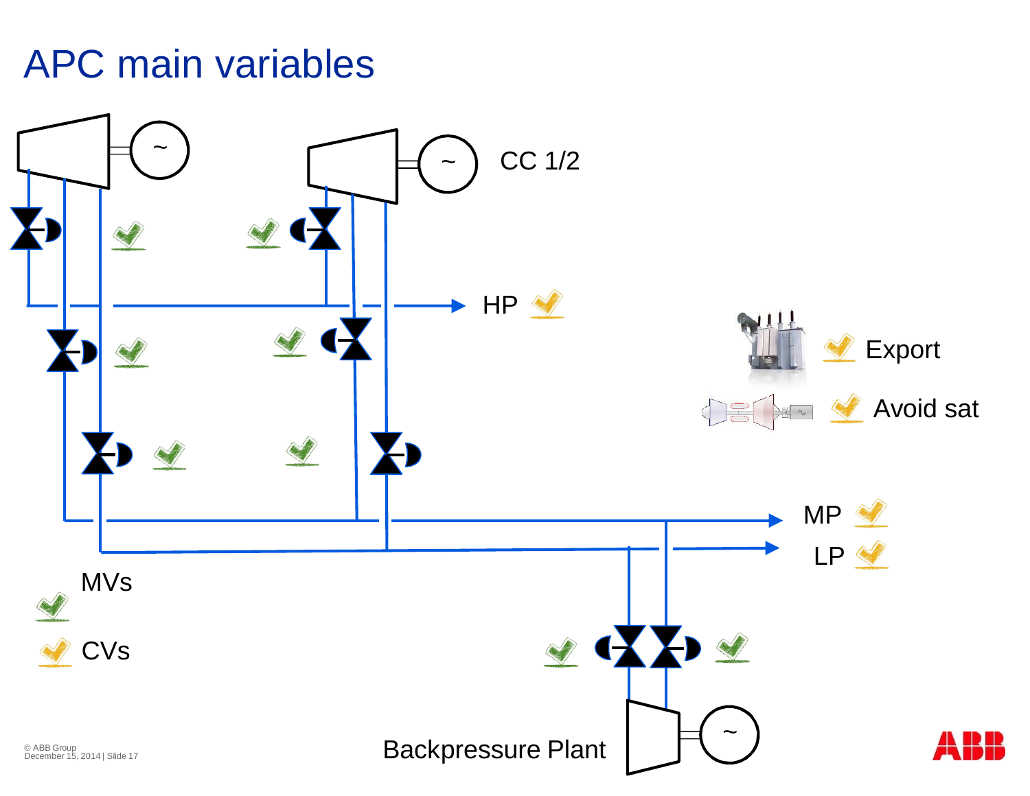# APC main variables

CC 1/2

HP

MP

LP

Export

Avoid sat

MVs

CVs

Backpressure Plant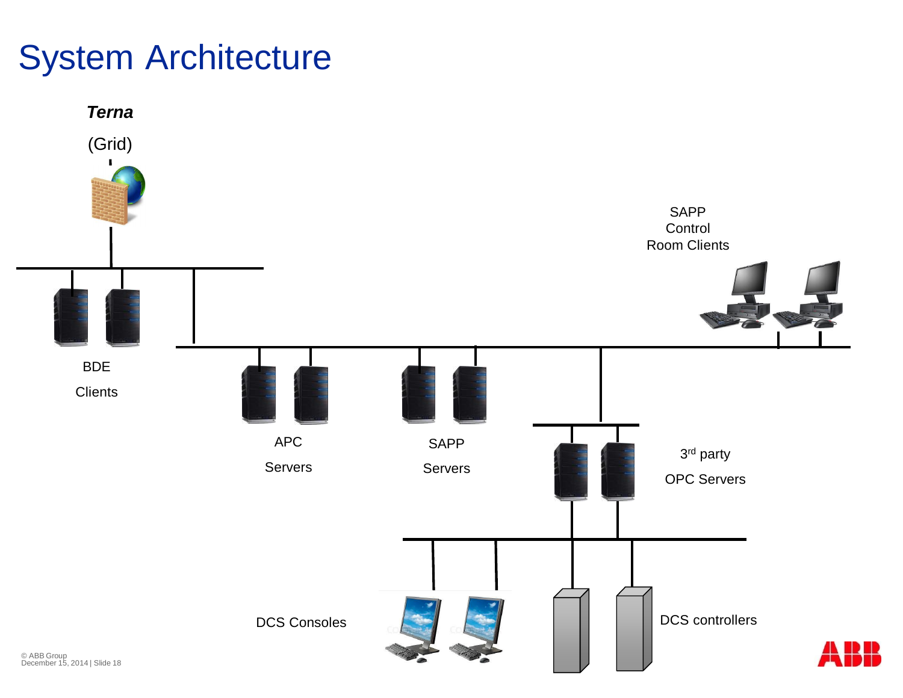# System Architecture

***Terna***

(Grid)

BDE

Clients

APC

Servers

SAPP

Servers

SAPP
Control
Room Clients

3rd party

OPC Servers

DCS Consoles

DCS controllers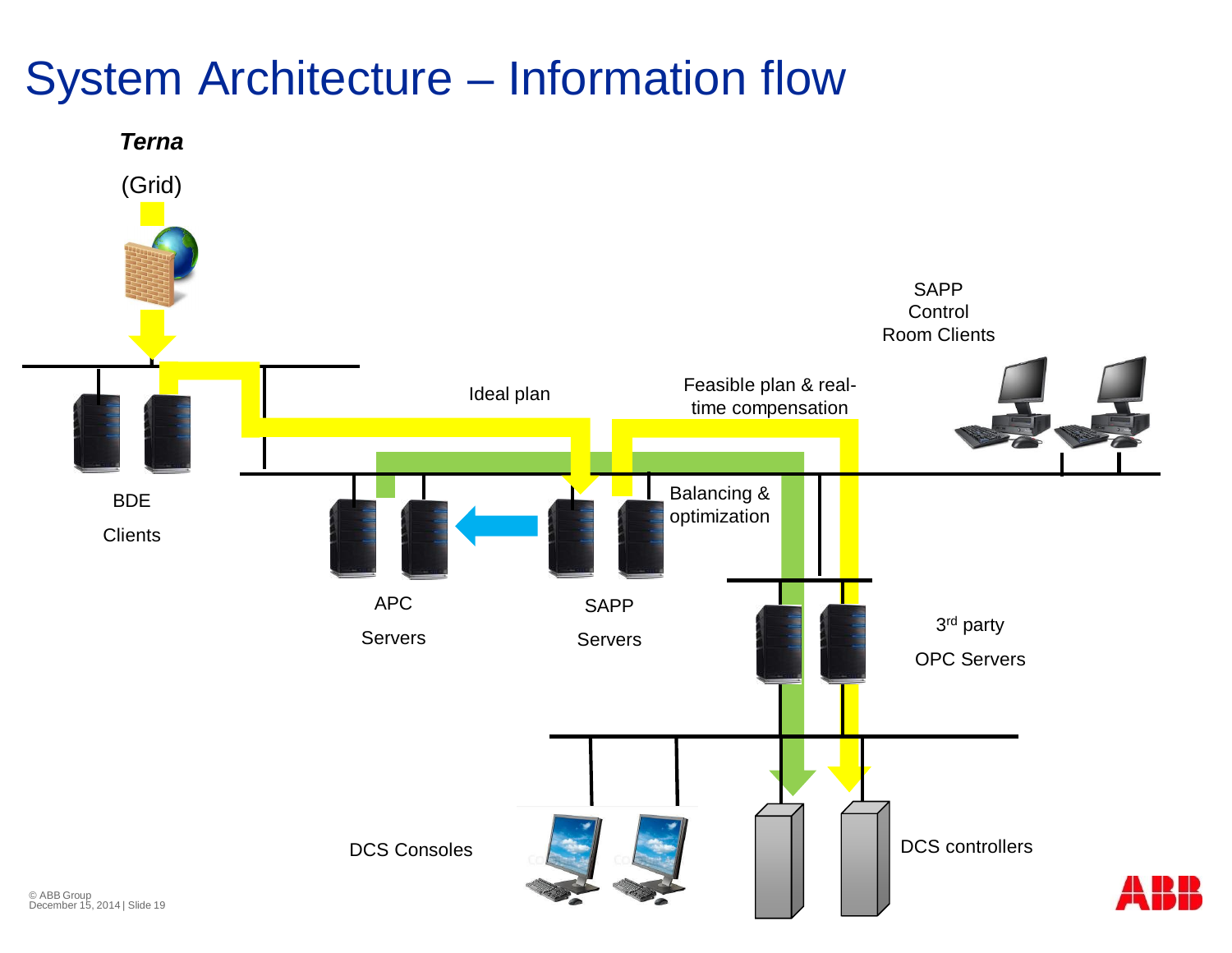# System Architecture – Information flow

***Terna***

(Grid)

Ideal plan

Feasible plan & real-time compensation

SAPP Control Room Clients

BDE Clients

Balancing & optimization

APC Servers

SAPP Servers

3rd party OPC Servers

DCS Consoles

DCS controllers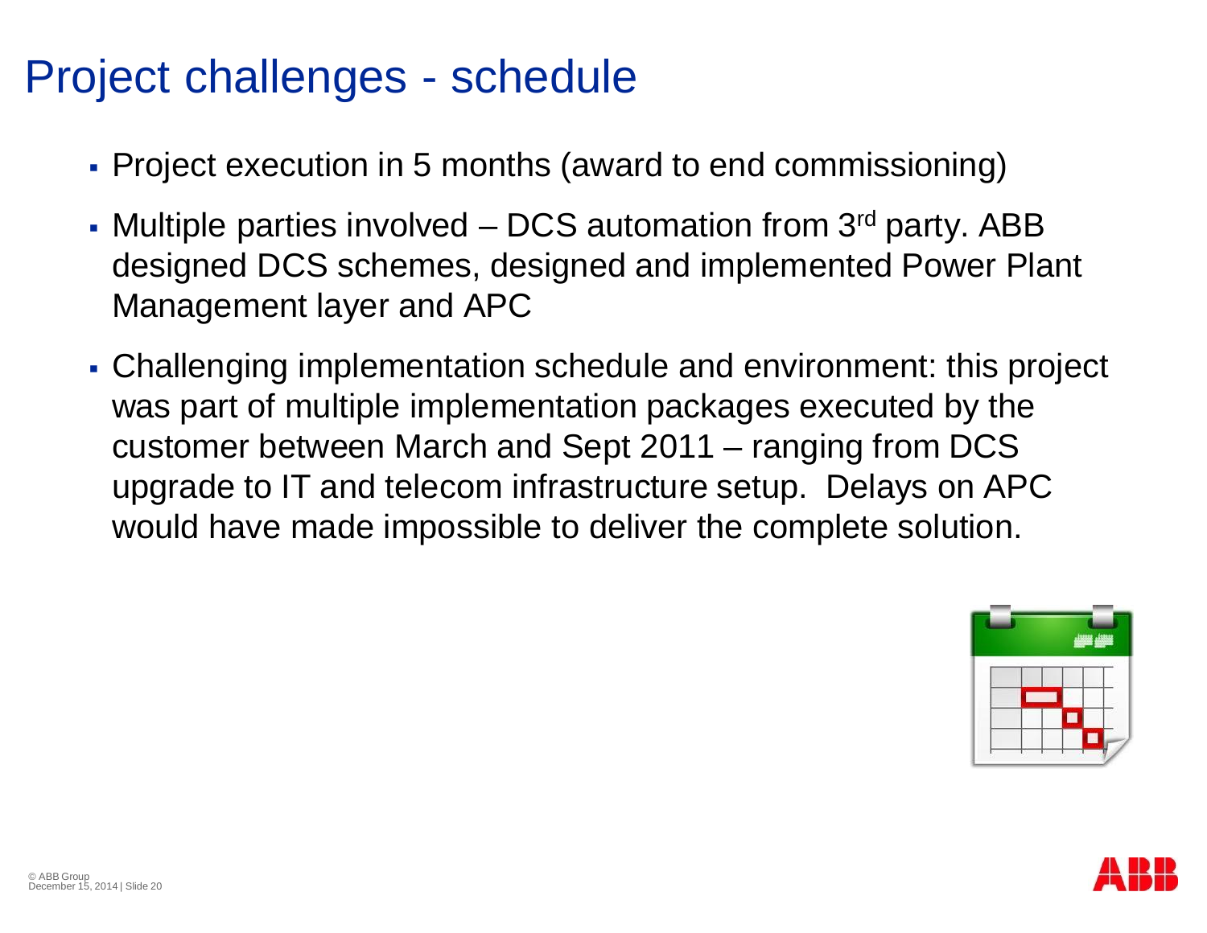# Project challenges - schedule

- Project execution in 5 months (award to end commissioning)
- Multiple parties involved – DCS automation from 3rd party. ABB designed DCS schemes, designed and implemented Power Plant Management layer and APC
- Challenging implementation schedule and environment: this project was part of multiple implementation packages executed by the customer between March and Sept 2011 – ranging from DCS upgrade to IT and telecom infrastructure setup. Delays on APC would have made impossible to deliver the complete solution.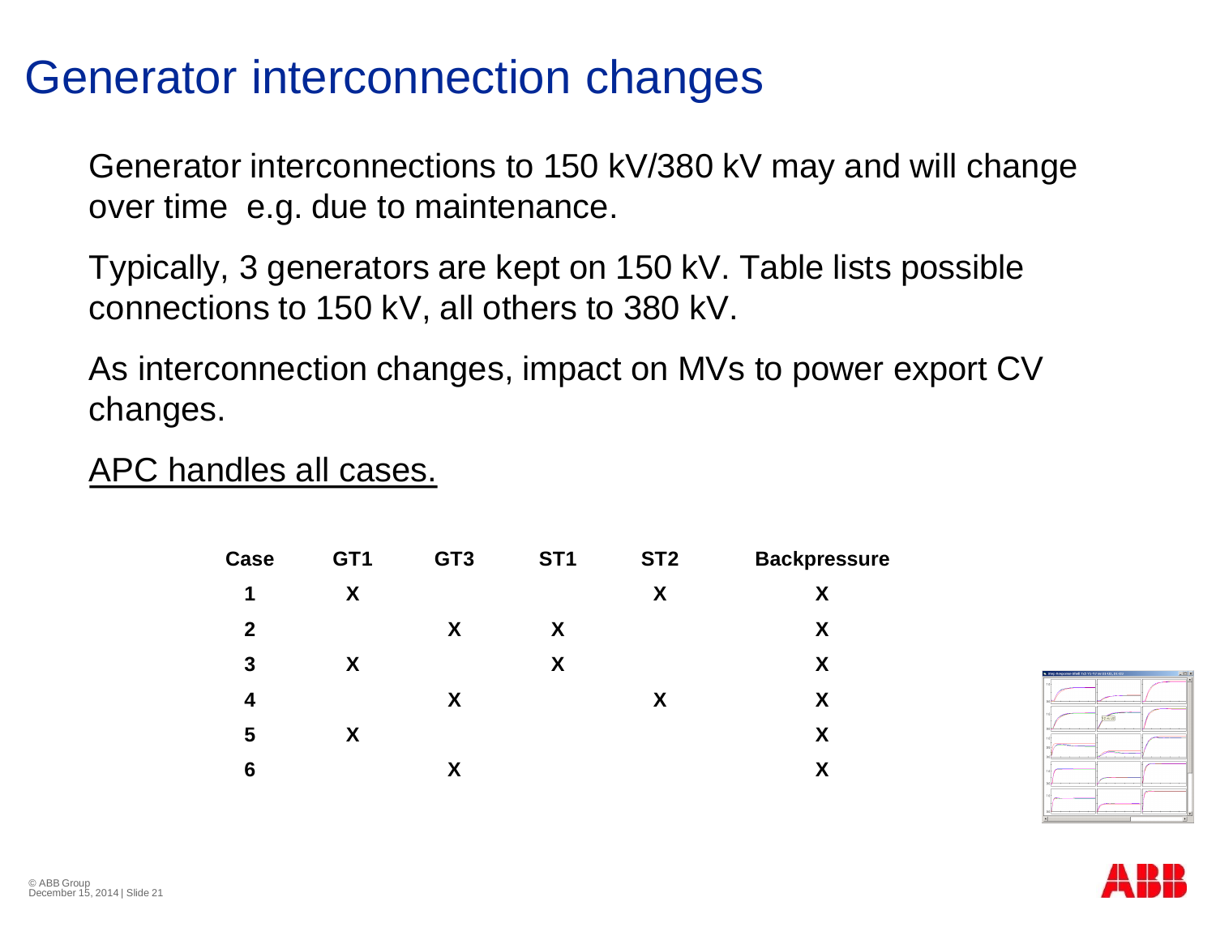# Generator interconnection changes

Generator interconnections to 150 kV/380 kV may and will change over time  e.g. due to maintenance.

Typically, 3 generators are kept on 150 kV. Table lists possible connections to 150 kV, all others to 380 kV.

As interconnection changes, impact on MVs to power export CV changes.

<u>APC handles all cases.</u>

| Case | GT1 | GT3 | ST1 | ST2 | Backpressure |
|---|---|---|---|---|---|
| 1 | X | | | X | X |
| 2 | | X | X | | X |
| 3 | X | | X | | X |
| 4 | | X | | X | X |
| 5 | X | | | | X |
| 6 | | X | | | X |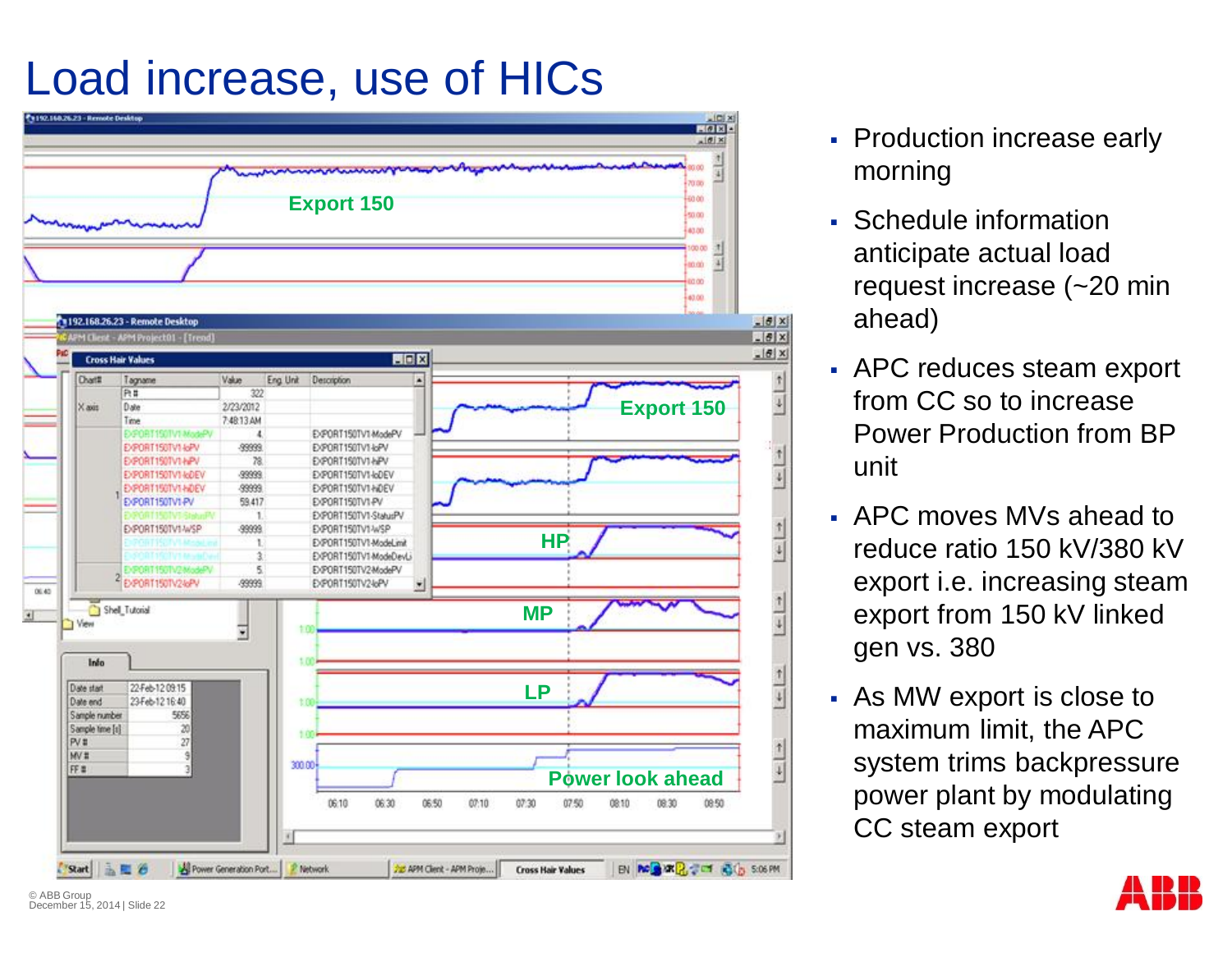# Load increase, use of HICs

- Production increase early morning
- Schedule information anticipate actual load request increase (~20 min ahead)
- APC reduces steam export from CC so to increase Power Production from BP unit
- APC moves MVs ahead to reduce ratio 150 kV/380 kV export i.e. increasing steam export from 150 kV linked gen vs. 380
- As MW export is close to maximum limit, the APC system trims backpressure power plant by modulating CC steam export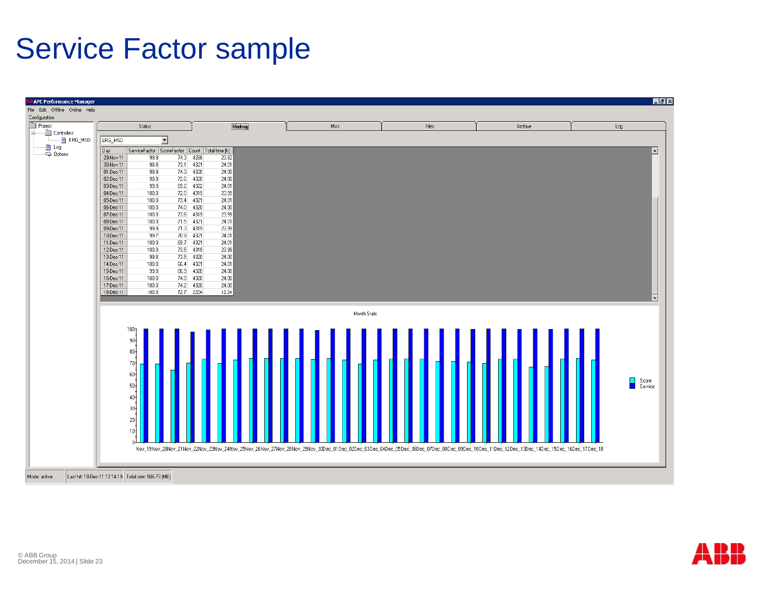# Service Factor sample

APC Performance Manager

File Edit Offline Online Help

Configuration

- Project
  - Controllers
    - ERG_MSD
  - Log
  - Options

Status | History | MVs | Files | Archive | Log

ERG_MSD

| Day | ServiceFactor | ScoreFactor | Count | Total time [h] |
|---|---|---|---|---|
| 29-Nov-11 | 99.9 | 74.3 | 4298 | 23.82 |
| 30-Nov-11 | 99.8 | 73.1 | 4321 | 24.01 |
| 01-Dec-11 | 99.9 | 74.3 | 4320 | 24.00 |
| 02-Dec-11 | 99.9 | 72.6 | 4320 | 24.00 |
| 03-Dec-11 | 99.9 | 69.2 | 4322 | 24.01 |
| 04-Dec-11 | 100.0 | 72.5 | 4319 | 23.99 |
| 05-Dec-11 | 100.0 | 73.4 | 4321 | 24.01 |
| 06-Dec-11 | 100.0 | 74.0 | 4320 | 24.00 |
| 07-Dec-11 | 100.0 | 73.6 | 4319 | 23.99 |
| 08-Dec-11 | 100.0 | 71.5 | 4321 | 24.01 |
| 09-Dec-11 | 99.9 | 71.3 | 4319 | 23.99 |
| 10-Dec-11 | 99.7 | 70.9 | 4321 | 24.01 |
| 11-Dec-11 | 100.0 | 69.7 | 4321 | 24.01 |
| 12-Dec-11 | 100.0 | 73.5 | 4319 | 23.99 |
| 13-Dec-11 | 99.8 | 73.5 | 4320 | 24.00 |
| 14-Dec-11 | 100.0 | 66.4 | 4321 | 24.01 |
| 15-Dec-11 | 99.8 | 66.9 | 4320 | 24.00 |
| 16-Dec-11 | 100.0 | 74.0 | 4320 | 24.00 |
| 17-Dec-11 | 100.0 | 74.2 | 4320 | 24.00 |
| 18-Dec-11 | 100.0 | 72.7 | 2204 | 12.24 |

Month Stats

Mode: active | Last hit: 18-Dec-11 12:14:19 | Total size: 506.73 [MB]

© ABB Group
December 15, 2014 | Slide 23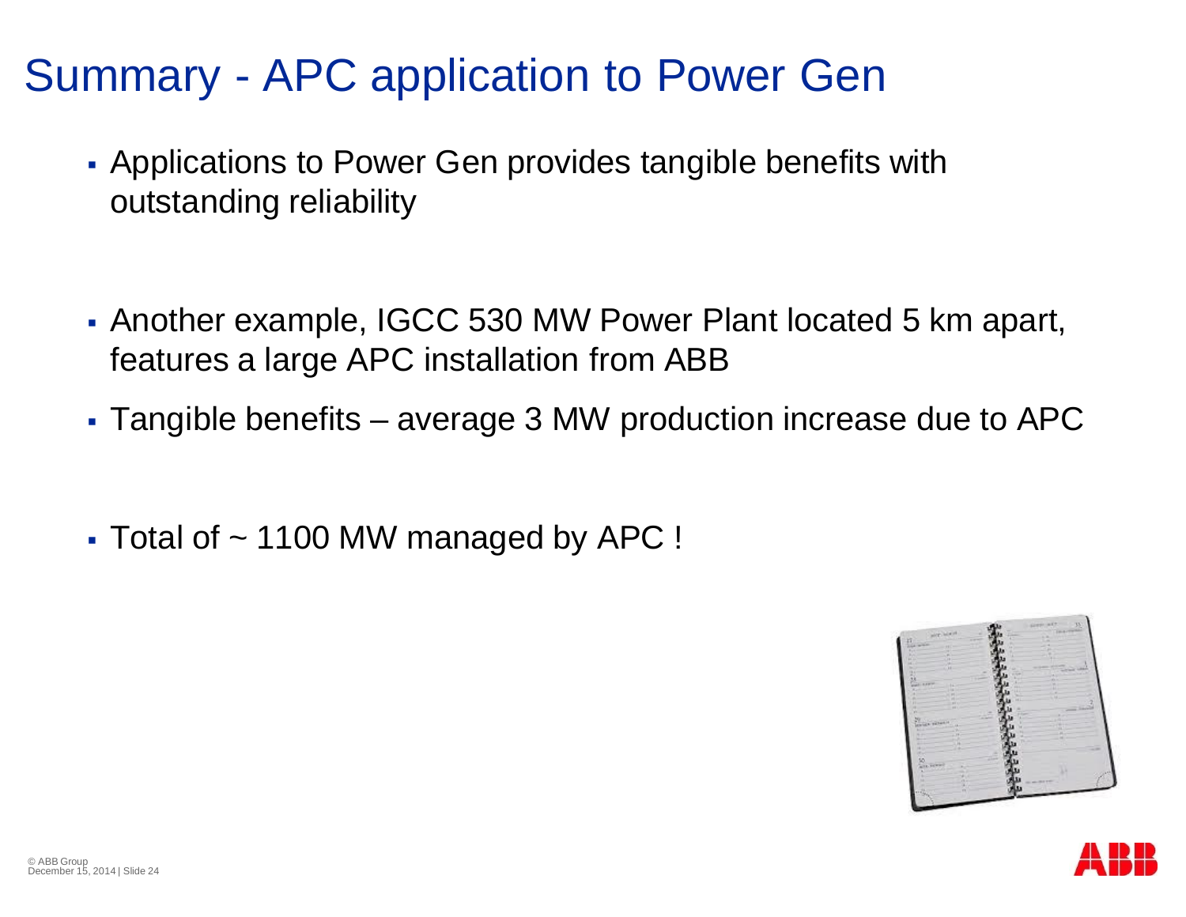# Summary - APC application to Power Gen

- Applications to Power Gen provides tangible benefits with outstanding reliability

- Another example, IGCC 530 MW Power Plant located 5 km apart, features a large APC installation from ABB
- Tangible benefits – average 3 MW production increase due to APC

- Total of ~ 1100 MW managed by APC !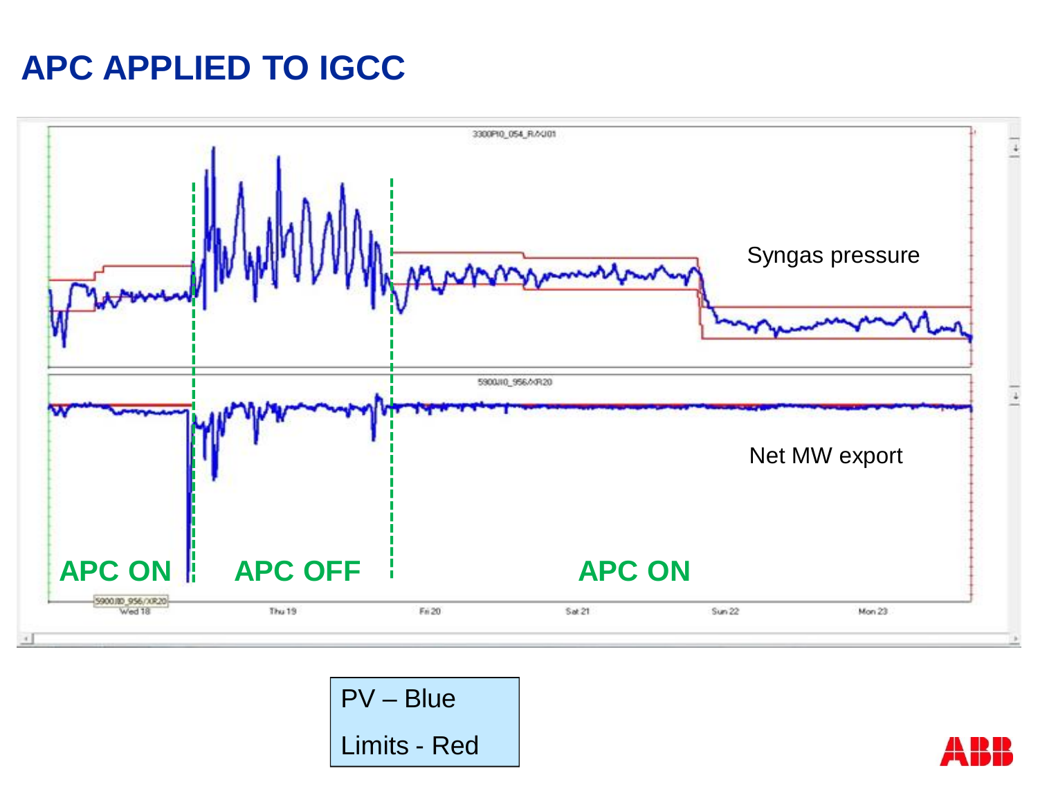# APC APPLIED TO IGCC

3300PI0_054_R/XJ01

Syngas pressure

5900JI0_956/XR20

Net MW export

APC ON

APC OFF

APC ON

Wed 18 | Thu 19 | Fri 20 | Sat 21 | Sun 22 | Mon 23

PV – Blue

Limits - Red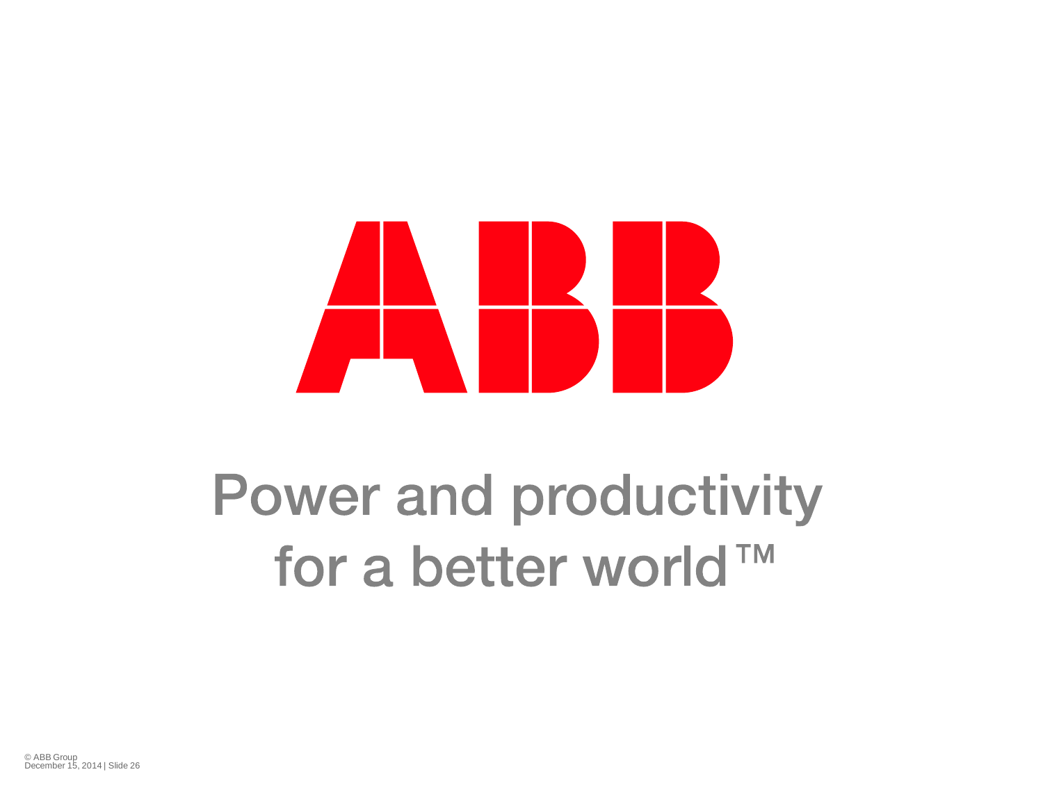ABB

Power and productivity for a better world™